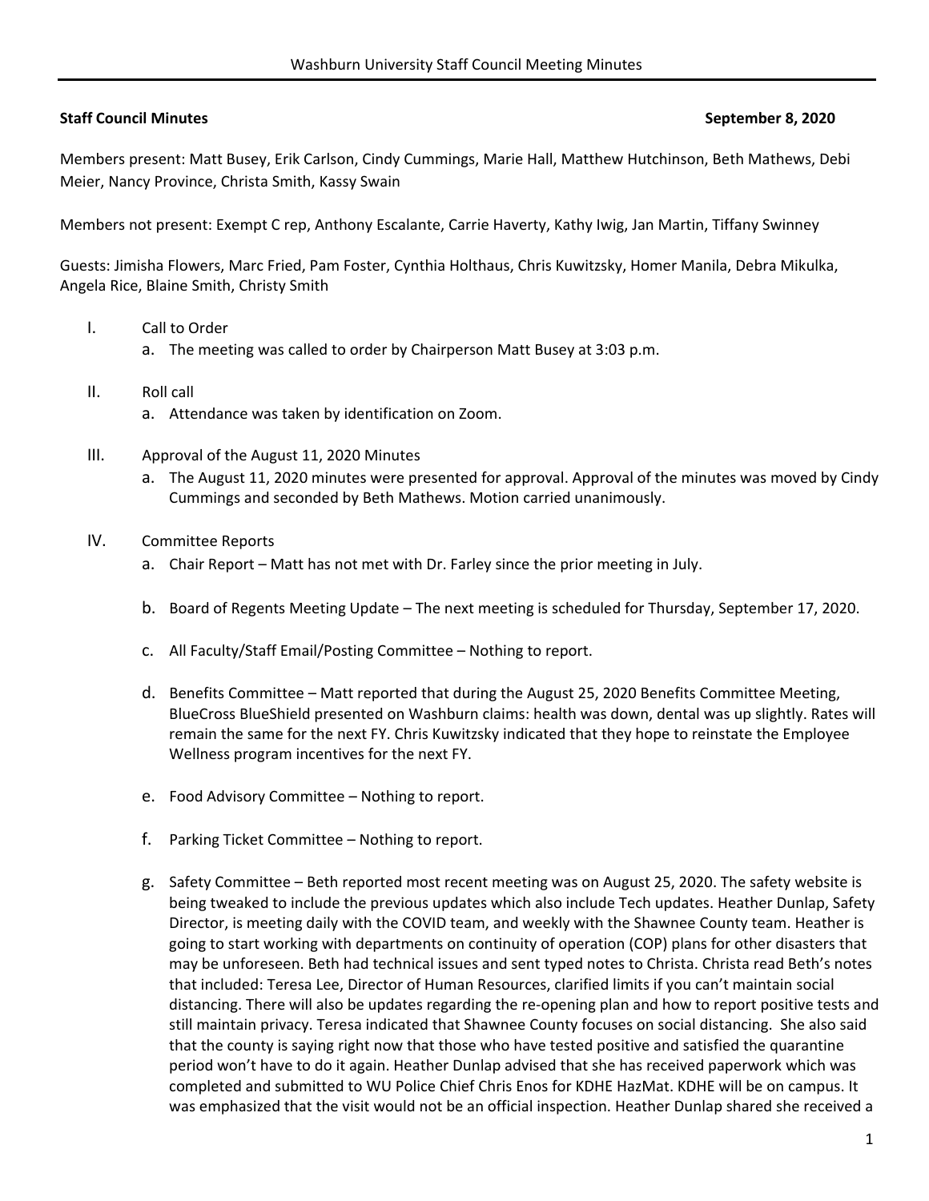**Staff Council Minutes** **September 8, 2020**

Members present: Matt Busey, Erik Carlson, Cindy Cummings, Marie Hall, Matthew Hutchinson, Beth Mathews, Debi Meier, Nancy Province, Christa Smith, Kassy Swain

Members not present: Exempt C rep, Anthony Escalante, Carrie Haverty, Kathy Iwig, Jan Martin, Tiffany Swinney

Guests: Jimisha Flowers, Marc Fried, Pam Foster, Cynthia Holthaus, Chris Kuwitzsky, Homer Manila, Debra Mikulka, Angela Rice, Blaine Smith, Christy Smith

I. Call to Order
   a. The meeting was called to order by Chairperson Matt Busey at 3:03 p.m.

II. Roll call
   a. Attendance was taken by identification on Zoom.

III. Approval of the August 11, 2020 Minutes
   a. The August 11, 2020 minutes were presented for approval. Approval of the minutes was moved by Cindy Cummings and seconded by Beth Mathews. Motion carried unanimously.

IV. Committee Reports
   a. Chair Report – Matt has not met with Dr. Farley since the prior meeting in July.

   b. Board of Regents Meeting Update – The next meeting is scheduled for Thursday, September 17, 2020.

   c. All Faculty/Staff Email/Posting Committee – Nothing to report.

   d. Benefits Committee – Matt reported that during the August 25, 2020 Benefits Committee Meeting, BlueCross BlueShield presented on Washburn claims: health was down, dental was up slightly. Rates will remain the same for the next FY. Chris Kuwitzsky indicated that they hope to reinstate the Employee Wellness program incentives for the next FY.

   e. Food Advisory Committee – Nothing to report.

   f. Parking Ticket Committee – Nothing to report.

   g. Safety Committee – Beth reported most recent meeting was on August 25, 2020. The safety website is being tweaked to include the previous updates which also include Tech updates. Heather Dunlap, Safety Director, is meeting daily with the COVID team, and weekly with the Shawnee County team. Heather is going to start working with departments on continuity of operation (COP) plans for other disasters that may be unforeseen. Beth had technical issues and sent typed notes to Christa. Christa read Beth's notes that included: Teresa Lee, Director of Human Resources, clarified limits if you can't maintain social distancing. There will also be updates regarding the re-opening plan and how to report positive tests and still maintain privacy. Teresa indicated that Shawnee County focuses on social distancing. She also said that the county is saying right now that those who have tested positive and satisfied the quarantine period won't have to do it again. Heather Dunlap advised that she has received paperwork which was completed and submitted to WU Police Chief Chris Enos for KDHE HazMat. KDHE will be on campus. It was emphasized that the visit would not be an official inspection. Heather Dunlap shared she received a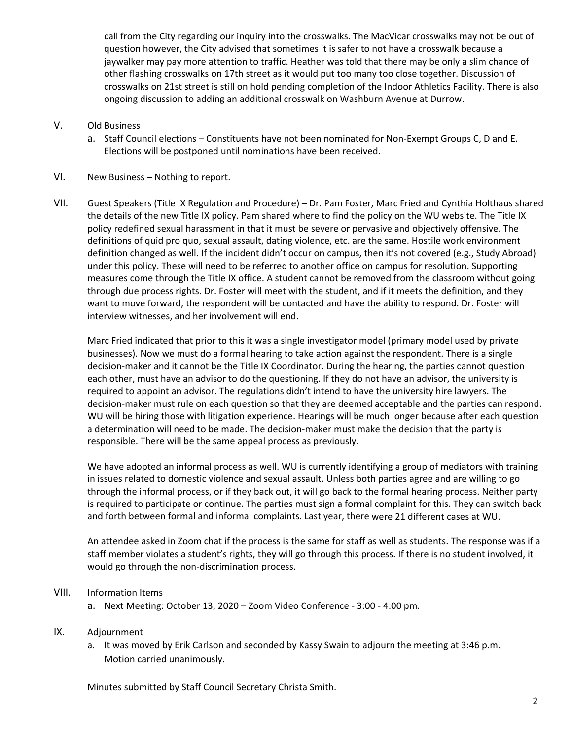call from the City regarding our inquiry into the crosswalks. The MacVicar crosswalks may not be out of question however, the City advised that sometimes it is safer to not have a crosswalk because a jaywalker may pay more attention to traffic. Heather was told that there may be only a slim chance of other flashing crosswalks on 17th street as it would put too many too close together. Discussion of crosswalks on 21st street is still on hold pending completion of the Indoor Athletics Facility. There is also ongoing discussion to adding an additional crosswalk on Washburn Avenue at Durrow.

V. Old Business

a. Staff Council elections – Constituents have not been nominated for Non-Exempt Groups C, D and E. Elections will be postponed until nominations have been received.

VI. New Business – Nothing to report.

VII. Guest Speakers (Title IX Regulation and Procedure) – Dr. Pam Foster, Marc Fried and Cynthia Holthaus shared the details of the new Title IX policy. Pam shared where to find the policy on the WU website. The Title IX policy redefined sexual harassment in that it must be severe or pervasive and objectively offensive. The definitions of quid pro quo, sexual assault, dating violence, etc. are the same. Hostile work environment definition changed as well. If the incident didn't occur on campus, then it's not covered (e.g., Study Abroad) under this policy. These will need to be referred to another office on campus for resolution. Supporting measures come through the Title IX office. A student cannot be removed from the classroom without going through due process rights. Dr. Foster will meet with the student, and if it meets the definition, and they want to move forward, the respondent will be contacted and have the ability to respond. Dr. Foster will interview witnesses, and her involvement will end.

Marc Fried indicated that prior to this it was a single investigator model (primary model used by private businesses). Now we must do a formal hearing to take action against the respondent. There is a single decision-maker and it cannot be the Title IX Coordinator. During the hearing, the parties cannot question each other, must have an advisor to do the questioning. If they do not have an advisor, the university is required to appoint an advisor. The regulations didn't intend to have the university hire lawyers. The decision-maker must rule on each question so that they are deemed acceptable and the parties can respond. WU will be hiring those with litigation experience. Hearings will be much longer because after each question a determination will need to be made. The decision-maker must make the decision that the party is responsible. There will be the same appeal process as previously.

We have adopted an informal process as well. WU is currently identifying a group of mediators with training in issues related to domestic violence and sexual assault. Unless both parties agree and are willing to go through the informal process, or if they back out, it will go back to the formal hearing process. Neither party is required to participate or continue. The parties must sign a formal complaint for this. They can switch back and forth between formal and informal complaints. Last year, there were 21 different cases at WU.

An attendee asked in Zoom chat if the process is the same for staff as well as students. The response was if a staff member violates a student's rights, they will go through this process. If there is no student involved, it would go through the non-discrimination process.

VIII. Information Items

a. Next Meeting: October 13, 2020 – Zoom Video Conference - 3:00 - 4:00 pm.

IX. Adjournment

a. It was moved by Erik Carlson and seconded by Kassy Swain to adjourn the meeting at 3:46 p.m. Motion carried unanimously.

Minutes submitted by Staff Council Secretary Christa Smith.